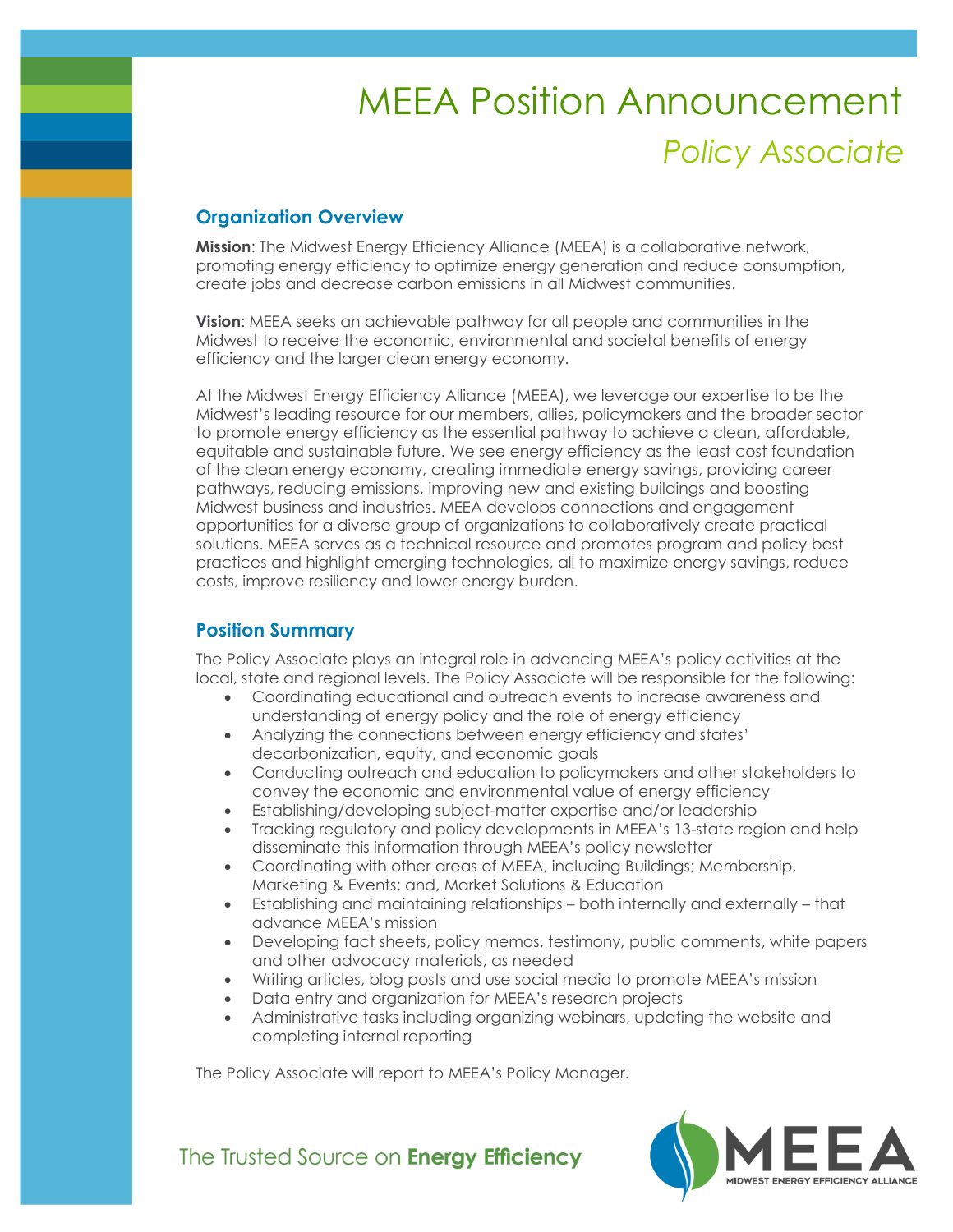# MEEA Position Announcement

## *Policy Associate*

### Organization Overview

**Mission**: The Midwest Energy Efficiency Alliance (MEEA) is a collaborative network, promoting energy efficiency to optimize energy generation and reduce consumption, create jobs and decrease carbon emissions in all Midwest communities.

**Vision**: MEEA seeks an achievable pathway for all people and communities in the Midwest to receive the economic, environmental and societal benefits of energy efficiency and the larger clean energy economy.

At the Midwest Energy Efficiency Alliance (MEEA), we leverage our expertise to be the Midwest's leading resource for our members, allies, policymakers and the broader sector to promote energy efficiency as the essential pathway to achieve a clean, affordable, equitable and sustainable future. We see energy efficiency as the least cost foundation of the clean energy economy, creating immediate energy savings, providing career pathways, reducing emissions, improving new and existing buildings and boosting Midwest business and industries. MEEA develops connections and engagement opportunities for a diverse group of organizations to collaboratively create practical solutions. MEEA serves as a technical resource and promotes program and policy best practices and highlight emerging technologies, all to maximize energy savings, reduce costs, improve resiliency and lower energy burden.

### Position Summary

The Policy Associate plays an integral role in advancing MEEA's policy activities at the local, state and regional levels. The Policy Associate will be responsible for the following:

- Coordinating educational and outreach events to increase awareness and understanding of energy policy and the role of energy efficiency
- Analyzing the connections between energy efficiency and states' decarbonization, equity, and economic goals
- Conducting outreach and education to policymakers and other stakeholders to convey the economic and environmental value of energy efficiency
- Establishing/developing subject-matter expertise and/or leadership
- Tracking regulatory and policy developments in MEEA's 13-state region and help disseminate this information through MEEA's policy newsletter
- Coordinating with other areas of MEEA, including Buildings; Membership, Marketing & Events; and, Market Solutions & Education
- Establishing and maintaining relationships – both internally and externally – that advance MEEA's mission
- Developing fact sheets, policy memos, testimony, public comments, white papers and other advocacy materials, as needed
- Writing articles, blog posts and use social media to promote MEEA's mission
- Data entry and organization for MEEA's research projects
- Administrative tasks including organizing webinars, updating the website and completing internal reporting

The Policy Associate will report to MEEA's Policy Manager.

The Trusted Source on **Energy Efficiency**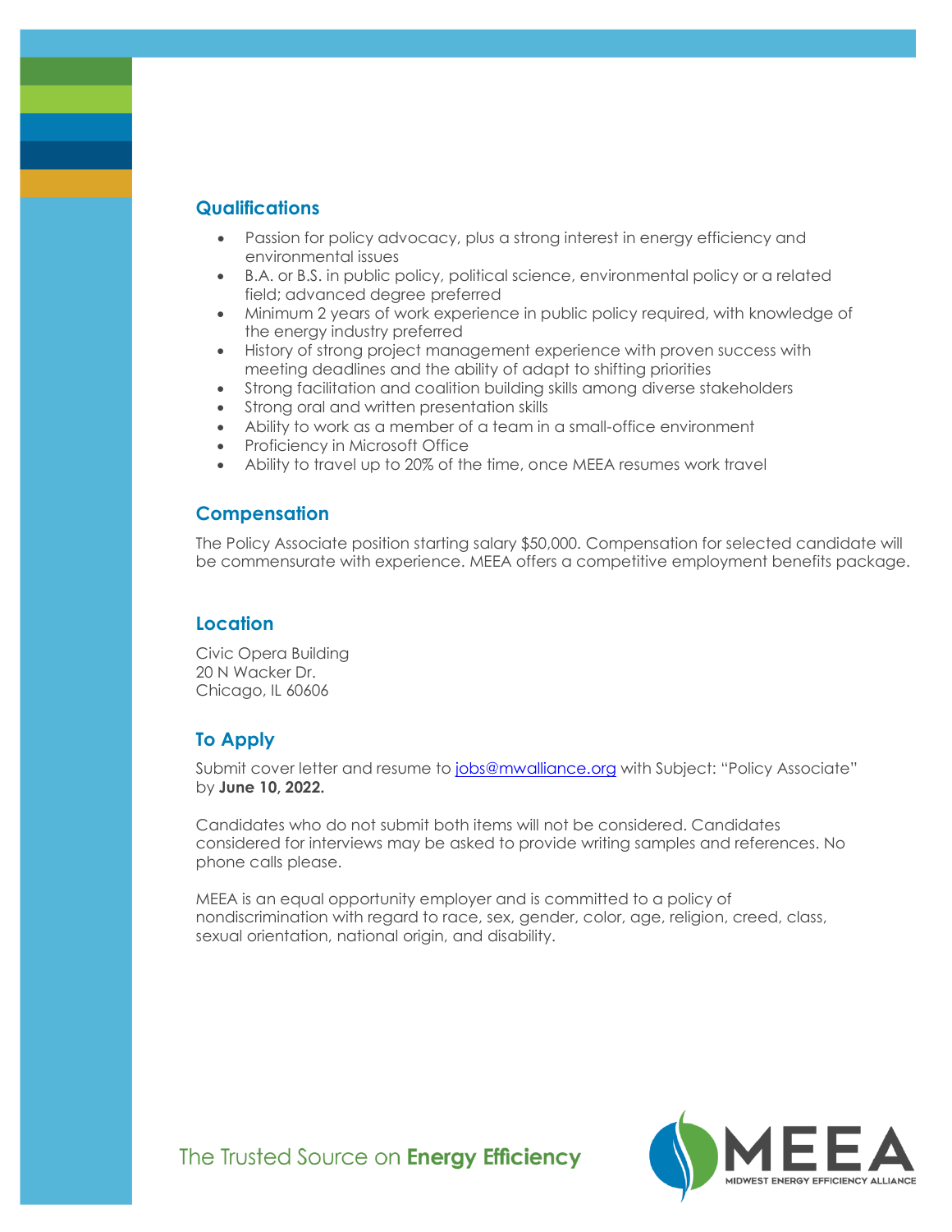## Qualifications

- Passion for policy advocacy, plus a strong interest in energy efficiency and environmental issues
- B.A. or B.S. in public policy, political science, environmental policy or a related field; advanced degree preferred
- Minimum 2 years of work experience in public policy required, with knowledge of the energy industry preferred
- History of strong project management experience with proven success with meeting deadlines and the ability of adapt to shifting priorities
- Strong facilitation and coalition building skills among diverse stakeholders
- Strong oral and written presentation skills
- Ability to work as a member of a team in a small-office environment
- Proficiency in Microsoft Office
- Ability to travel up to 20% of the time, once MEEA resumes work travel

## Compensation

The Policy Associate position starting salary $50,000. Compensation for selected candidate will be commensurate with experience. MEEA offers a competitive employment benefits package.

## Location

Civic Opera Building
20 N Wacker Dr.
Chicago, IL 60606

## To Apply

Submit cover letter and resume to jobs@mwalliance.org with Subject: "Policy Associate" by **June 10, 2022.**

Candidates who do not submit both items will not be considered. Candidates considered for interviews may be asked to provide writing samples and references. No phone calls please.

MEEA is an equal opportunity employer and is committed to a policy of nondiscrimination with regard to race, sex, gender, color, age, religion, creed, class, sexual orientation, national origin, and disability.

The Trusted Source on **Energy Efficiency**

MEEA
MIDWEST ENERGY EFFICIENCY ALLIANCE